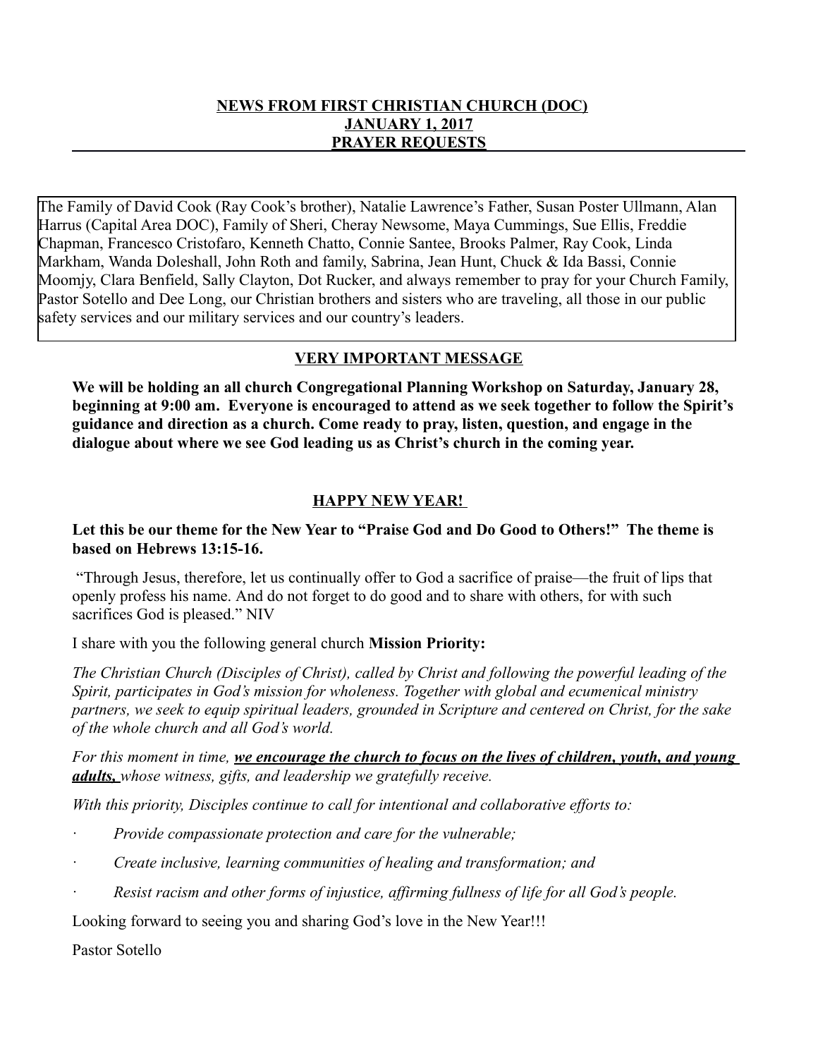**NEWS FROM FIRST CHRISTIAN CHURCH (DOC)**
**JANUARY 1, 2017**
**PRAYER REQUESTS**

The Family of David Cook (Ray Cook's brother), Natalie Lawrence's Father, Susan Poster Ullmann, Alan Harrus (Capital Area DOC), Family of Sheri, Cheray Newsome, Maya Cummings, Sue Ellis, Freddie Chapman, Francesco Cristofaro, Kenneth Chatto, Connie Santee, Brooks Palmer, Ray Cook, Linda Markham, Wanda Doleshall, John Roth and family, Sabrina, Jean Hunt, Chuck & Ida Bassi, Connie Moomjy, Clara Benfield, Sally Clayton, Dot Rucker, and always remember to pray for your Church Family, Pastor Sotello and Dee Long, our Christian brothers and sisters who are traveling, all those in our public safety services and our military services and our country's leaders.

## VERY IMPORTANT MESSAGE

**We will be holding an all church Congregational Planning Workshop on Saturday, January 28, beginning at 9:00 am. Everyone is encouraged to attend as we seek together to follow the Spirit's guidance and direction as a church. Come ready to pray, listen, question, and engage in the dialogue about where we see God leading us as Christ's church in the coming year.**

## HAPPY NEW YEAR!

**Let this be our theme for the New Year to "Praise God and Do Good to Others!" The theme is based on Hebrews 13:15-16.**

"Through Jesus, therefore, let us continually offer to God a sacrifice of praise—the fruit of lips that openly profess his name. And do not forget to do good and to share with others, for with such sacrifices God is pleased." NIV

I share with you the following general church **Mission Priority:**

*The Christian Church (Disciples of Christ), called by Christ and following the powerful leading of the Spirit, participates in God's mission for wholeness. Together with global and ecumenical ministry partners, we seek to equip spiritual leaders, grounded in Scripture and centered on Christ, for the sake of the whole church and all God's world.*

*For this moment in time,* ***we encourage the church to focus on the lives of children, youth, and young adults,*** *whose witness, gifts, and leadership we gratefully receive.*

*With this priority, Disciples continue to call for intentional and collaborative efforts to:*

- *Provide compassionate protection and care for the vulnerable;*
- *Create inclusive, learning communities of healing and transformation; and*
- *Resist racism and other forms of injustice, affirming fullness of life for all God's people.*

Looking forward to seeing you and sharing God's love in the New Year!!!

Pastor Sotello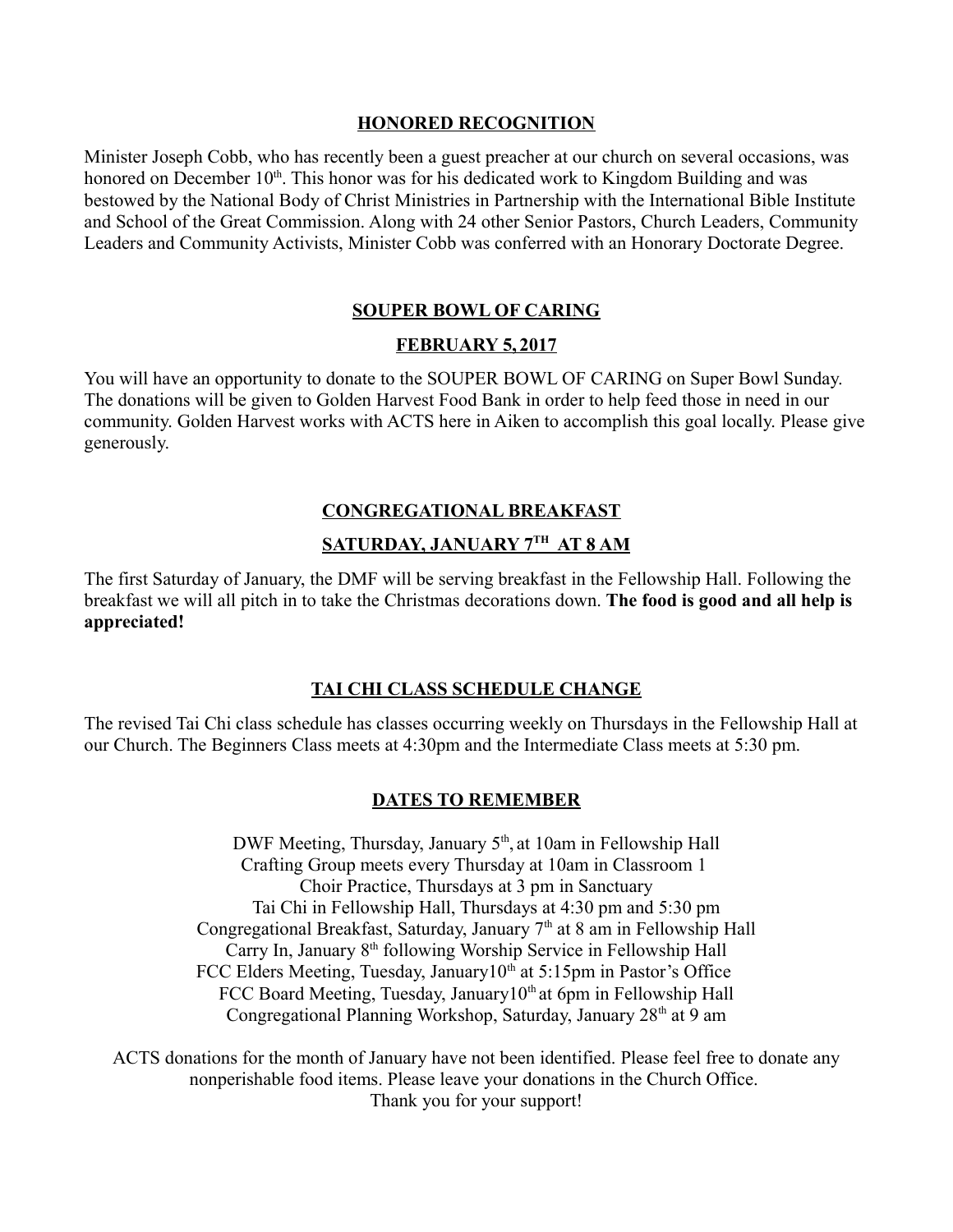## HONORED RECOGNITION

Minister Joseph Cobb, who has recently been a guest preacher at our church on several occasions, was honored on December 10th. This honor was for his dedicated work to Kingdom Building and was bestowed by the National Body of Christ Ministries in Partnership with the International Bible Institute and School of the Great Commission. Along with 24 other Senior Pastors, Church Leaders, Community Leaders and Community Activists, Minister Cobb was conferred with an Honorary Doctorate Degree.

## SOUPER BOWL OF CARING

### FEBRUARY 5, 2017

You will have an opportunity to donate to the SOUPER BOWL OF CARING on Super Bowl Sunday. The donations will be given to Golden Harvest Food Bank in order to help feed those in need in our community. Golden Harvest works with ACTS here in Aiken to accomplish this goal locally. Please give generously.

## CONGREGATIONAL BREAKFAST

### SATURDAY, JANUARY 7TH AT 8 AM

The first Saturday of January, the DMF will be serving breakfast in the Fellowship Hall. Following the breakfast we will all pitch in to take the Christmas decorations down. **The food is good and all help is appreciated!**

## TAI CHI CLASS SCHEDULE CHANGE

The revised Tai Chi class schedule has classes occurring weekly on Thursdays in the Fellowship Hall at our Church. The Beginners Class meets at 4:30pm and the Intermediate Class meets at 5:30 pm.

## DATES TO REMEMBER

DWF Meeting, Thursday, January 5th, at 10am in Fellowship Hall
Crafting Group meets every Thursday at 10am in Classroom 1
Choir Practice, Thursdays at 3 pm in Sanctuary
Tai Chi in Fellowship Hall, Thursdays at 4:30 pm and 5:30 pm
Congregational Breakfast, Saturday, January 7th at 8 am in Fellowship Hall
Carry In, January 8th following Worship Service in Fellowship Hall
FCC Elders Meeting, Tuesday, January10th at 5:15pm in Pastor's Office
FCC Board Meeting, Tuesday, January10th at 6pm in Fellowship Hall
Congregational Planning Workshop, Saturday, January 28th at 9 am

ACTS donations for the month of January have not been identified. Please feel free to donate any nonperishable food items. Please leave your donations in the Church Office.
Thank you for your support!